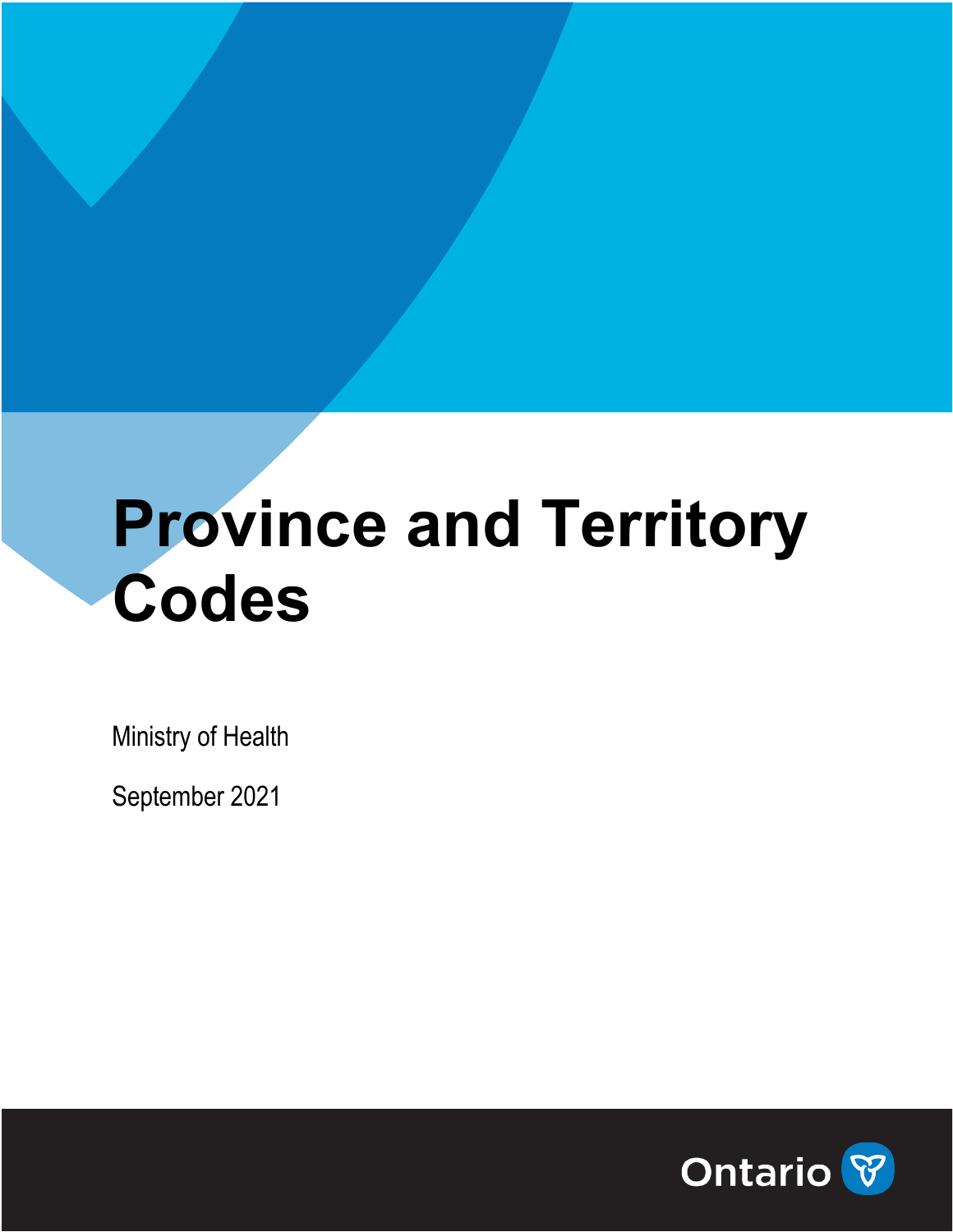# Province and Territory Codes

Ministry of Health

September 2021

Ontario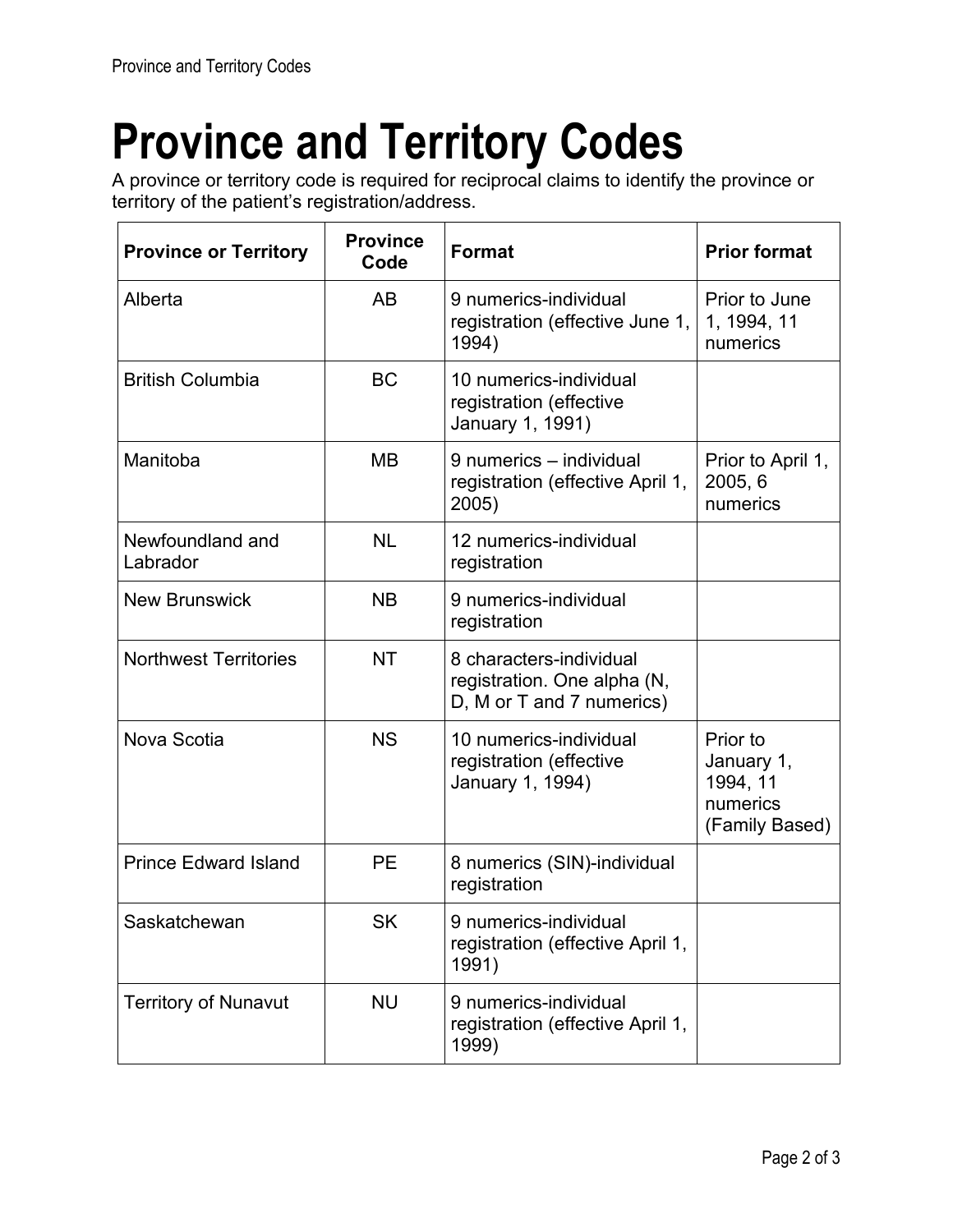# Province and Territory Codes

A province or territory code is required for reciprocal claims to identify the province or territory of the patient's registration/address.

| Province or Territory | Province Code | Format | Prior format |
| --- | --- | --- | --- |
| Alberta | AB | 9 numerics-individual registration (effective June 1, 1994) | Prior to June 1, 1994, 11 numerics |
| British Columbia | BC | 10 numerics-individual registration (effective January 1, 1991) | |
| Manitoba | MB | 9 numerics – individual registration (effective April 1, 2005) | Prior to April 1, 2005, 6 numerics |
| Newfoundland and Labrador | NL | 12 numerics-individual registration | |
| New Brunswick | NB | 9 numerics-individual registration | |
| Northwest Territories | NT | 8 characters-individual registration. One alpha (N, D, M or T and 7 numerics) | |
| Nova Scotia | NS | 10 numerics-individual registration (effective January 1, 1994) | Prior to January 1, 1994, 11 numerics (Family Based) |
| Prince Edward Island | PE | 8 numerics (SIN)-individual registration | |
| Saskatchewan | SK | 9 numerics-individual registration (effective April 1, 1991) | |
| Territory of Nunavut | NU | 9 numerics-individual registration (effective April 1, 1999) | |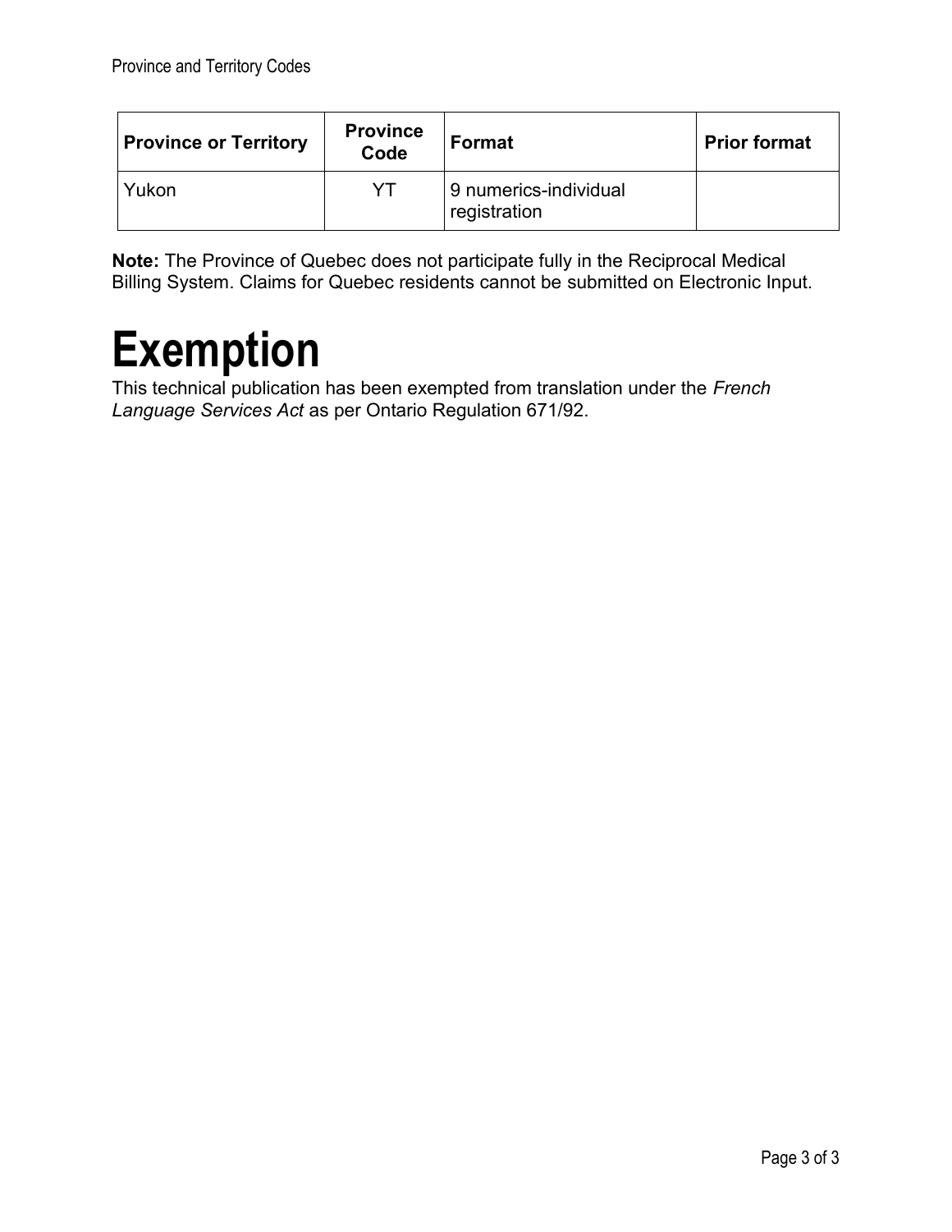| Province or Territory | Province Code | Format | Prior format |
| --- | --- | --- | --- |
| Yukon | YT | 9 numerics-individual registration | |

**Note:** The Province of Quebec does not participate fully in the Reciprocal Medical Billing System. Claims for Quebec residents cannot be submitted on Electronic Input.

# Exemption

This technical publication has been exempted from translation under the *French Language Services Act* as per Ontario Regulation 671/92.